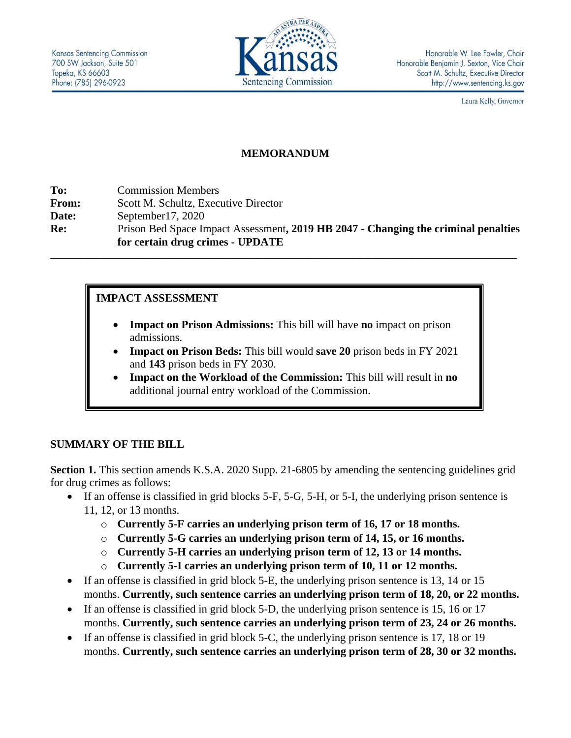Kansas Sentencing Commission
700 SW Jackson, Suite 501
Topeka, KS 66603
Phone: (785) 296-0923

Kansas Sentencing Commission

Honorable W. Lee Fowler, Chair
Honorable Benjamin J. Sexton, Vice Chair
Scott M. Schultz, Executive Director
http://www.sentencing.ks.gov

Laura Kelly, Governor

# MEMORANDUM

**To:** Commission Members
**From:** Scott M. Schultz, Executive Director
**Date:** September17, 2020
**Re:** Prison Bed Space Impact Assessment**, 2019 HB 2047 - Changing the criminal penalties for certain drug crimes - UPDATE**

---

## IMPACT ASSESSMENT

- **Impact on Prison Admissions:** This bill will have **no** impact on prison admissions.
- **Impact on Prison Beds:** This bill would **save 20** prison beds in FY 2021 and **143** prison beds in FY 2030.
- **Impact on the Workload of the Commission:** This bill will result in **no** additional journal entry workload of the Commission.

## SUMMARY OF THE BILL

**Section 1.** This section amends K.S.A. 2020 Supp. 21-6805 by amending the sentencing guidelines grid for drug crimes as follows:

- If an offense is classified in grid blocks 5-F, 5-G, 5-H, or 5-I, the underlying prison sentence is 11, 12, or 13 months.
  - **Currently 5-F carries an underlying prison term of 16, 17 or 18 months.**
  - **Currently 5-G carries an underlying prison term of 14, 15, or 16 months.**
  - **Currently 5-H carries an underlying prison term of 12, 13 or 14 months.**
  - **Currently 5-I carries an underlying prison term of 10, 11 or 12 months.**
- If an offense is classified in grid block 5-E, the underlying prison sentence is 13, 14 or 15 months. **Currently, such sentence carries an underlying prison term of 18, 20, or 22 months.**
- If an offense is classified in grid block 5-D, the underlying prison sentence is 15, 16 or 17 months. **Currently, such sentence carries an underlying prison term of 23, 24 or 26 months.**
- If an offense is classified in grid block 5-C, the underlying prison sentence is 17, 18 or 19 months. **Currently, such sentence carries an underlying prison term of 28, 30 or 32 months.**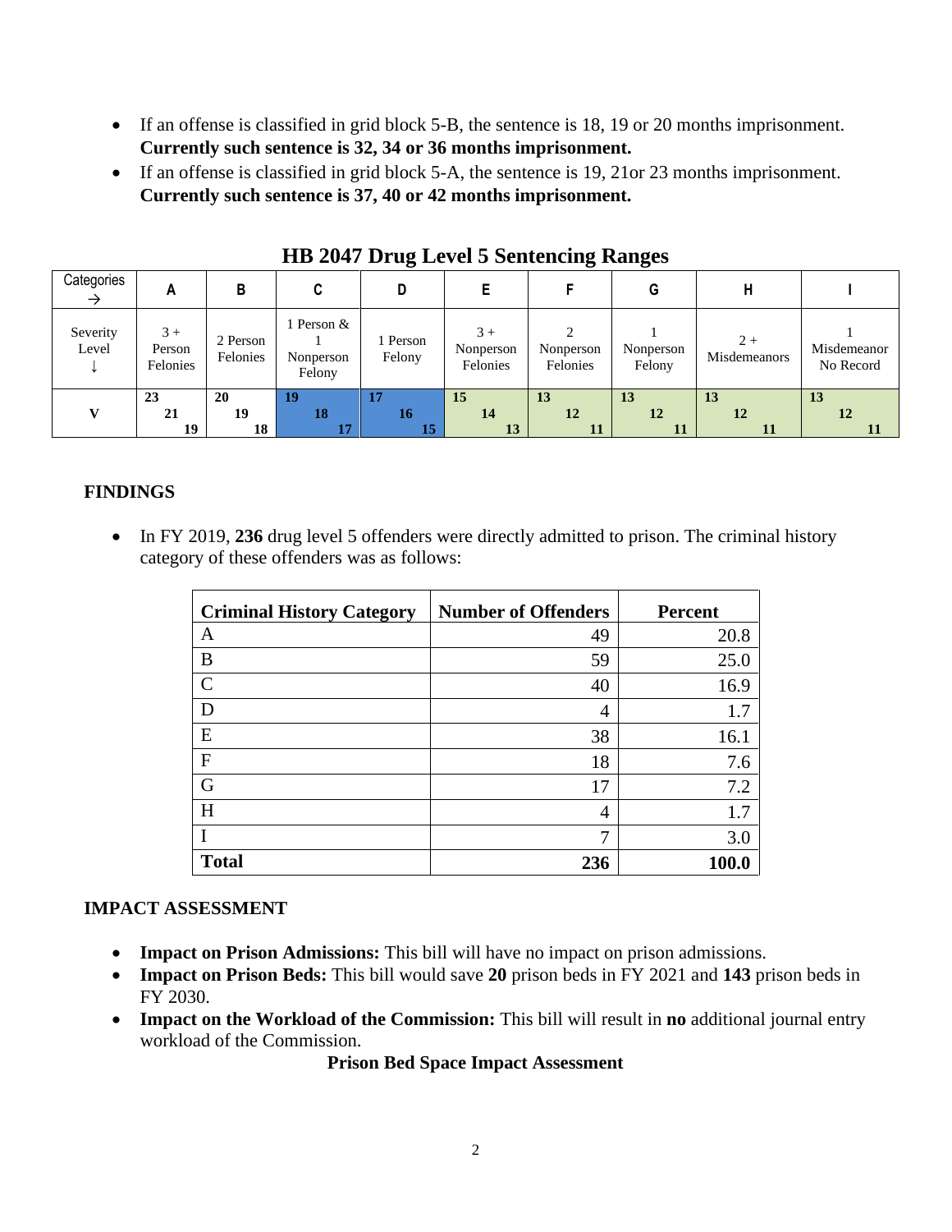- If an offense is classified in grid block 5-B, the sentence is 18, 19 or 20 months imprisonment. **Currently such sentence is 32, 34 or 36 months imprisonment.**
- If an offense is classified in grid block 5-A, the sentence is 19, 21or 23 months imprisonment. **Currently such sentence is 37, 40 or 42 months imprisonment.**

## HB 2047 Drug Level 5 Sentencing Ranges

| Categories → | A | B | C | D | E | F | G | H | I |
|---|---|---|---|---|---|---|---|---|---|
| Severity Level ↓ | 3 + Person Felonies | 2 Person Felonies | 1 Person & 1 Nonperson Felony | 1 Person Felony | 3 + Nonperson Felonies | 2 Nonperson Felonies | 1 Nonperson Felony | 2 + Misdemeanors | 1 Misdemeanor No Record |
| **V** | **23 21 19** | **20 19 18** | **19 18 17** | **17 16 15** | **15 14 13** | **13 12 11** | **13 12 11** | **13 12 11** | **13 12 11** |

### FINDINGS

- In FY 2019, **236** drug level 5 offenders were directly admitted to prison. The criminal history category of these offenders was as follows:

| Criminal History Category | Number of Offenders | Percent |
|---|---|---|
| A | 49 | 20.8 |
| B | 59 | 25.0 |
| C | 40 | 16.9 |
| D | 4 | 1.7 |
| E | 38 | 16.1 |
| F | 18 | 7.6 |
| G | 17 | 7.2 |
| H | 4 | 1.7 |
| I | 7 | 3.0 |
| **Total** | **236** | **100.0** |

### IMPACT ASSESSMENT

- **Impact on Prison Admissions:** This bill will have no impact on prison admissions.
- **Impact on Prison Beds:** This bill would save **20** prison beds in FY 2021 and **143** prison beds in FY 2030.
- **Impact on the Workload of the Commission:** This bill will result in **no** additional journal entry workload of the Commission.

**Prison Bed Space Impact Assessment**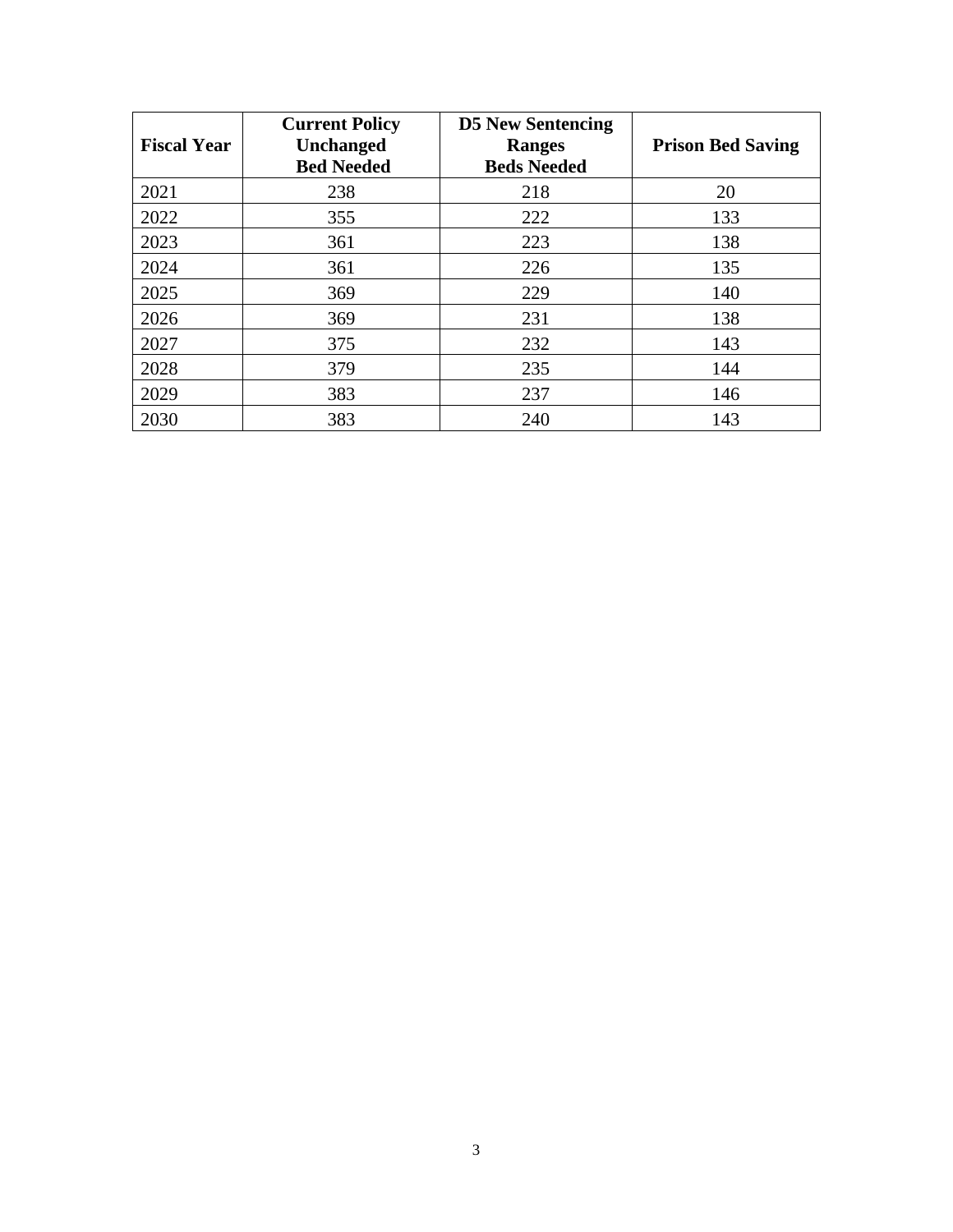| Fiscal Year | Current Policy Unchanged Bed Needed | D5 New Sentencing Ranges Beds Needed | Prison Bed Saving |
|---|---|---|---|
| 2021 | 238 | 218 | 20 |
| 2022 | 355 | 222 | 133 |
| 2023 | 361 | 223 | 138 |
| 2024 | 361 | 226 | 135 |
| 2025 | 369 | 229 | 140 |
| 2026 | 369 | 231 | 138 |
| 2027 | 375 | 232 | 143 |
| 2028 | 379 | 235 | 144 |
| 2029 | 383 | 237 | 146 |
| 2030 | 383 | 240 | 143 |